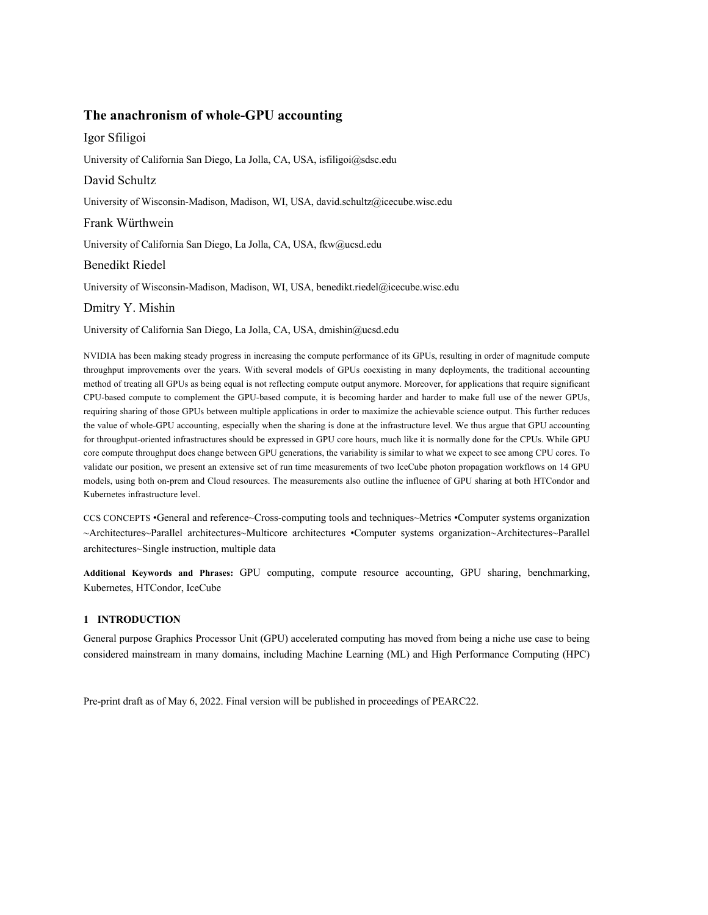# The anachronism of whole-GPU accounting

Igor Sfiligoi

University of California San Diego, La Jolla, CA, USA, isfiligoi@sdsc.edu

David Schultz

University of Wisconsin-Madison, Madison, WI, USA, david.schultz@icecube.wisc.edu

Frank Würthwein

University of California San Diego, La Jolla, CA, USA, fkw@ucsd.edu

Benedikt Riedel

University of Wisconsin-Madison, Madison, WI, USA, benedikt.riedel@icecube.wisc.edu

Dmitry Y. Mishin

University of California San Diego, La Jolla, CA, USA, dmishin@ucsd.edu

NVIDIA has been making steady progress in increasing the compute performance of its GPUs, resulting in order of magnitude compute throughput improvements over the years. With several models of GPUs coexisting in many deployments, the traditional accounting method of treating all GPUs as being equal is not reflecting compute output anymore. Moreover, for applications that require significant CPU-based compute to complement the GPU-based compute, it is becoming harder and harder to make full use of the newer GPUs, requiring sharing of those GPUs between multiple applications in order to maximize the achievable science output. This further reduces the value of whole-GPU accounting, especially when the sharing is done at the infrastructure level. We thus argue that GPU accounting for throughput-oriented infrastructures should be expressed in GPU core hours, much like it is normally done for the CPUs. While GPU core compute throughput does change between GPU generations, the variability is similar to what we expect to see among CPU cores. To validate our position, we present an extensive set of run time measurements of two IceCube photon propagation workflows on 14 GPU models, using both on-prem and Cloud resources. The measurements also outline the influence of GPU sharing at both HTCondor and Kubernetes infrastructure level.

CCS CONCEPTS •General and reference~Cross-computing tools and techniques~Metrics •Computer systems organization ~Architectures~Parallel architectures~Multicore architectures •Computer systems organization~Architectures~Parallel architectures~Single instruction, multiple data

**Additional Keywords and Phrases:** GPU computing, compute resource accounting, GPU sharing, benchmarking, Kubernetes, HTCondor, IceCube

## 1 INTRODUCTION

General purpose Graphics Processor Unit (GPU) accelerated computing has moved from being a niche use case to being considered mainstream in many domains, including Machine Learning (ML) and High Performance Computing (HPC)

Pre-print draft as of May 6, 2022. Final version will be published in proceedings of PEARC22.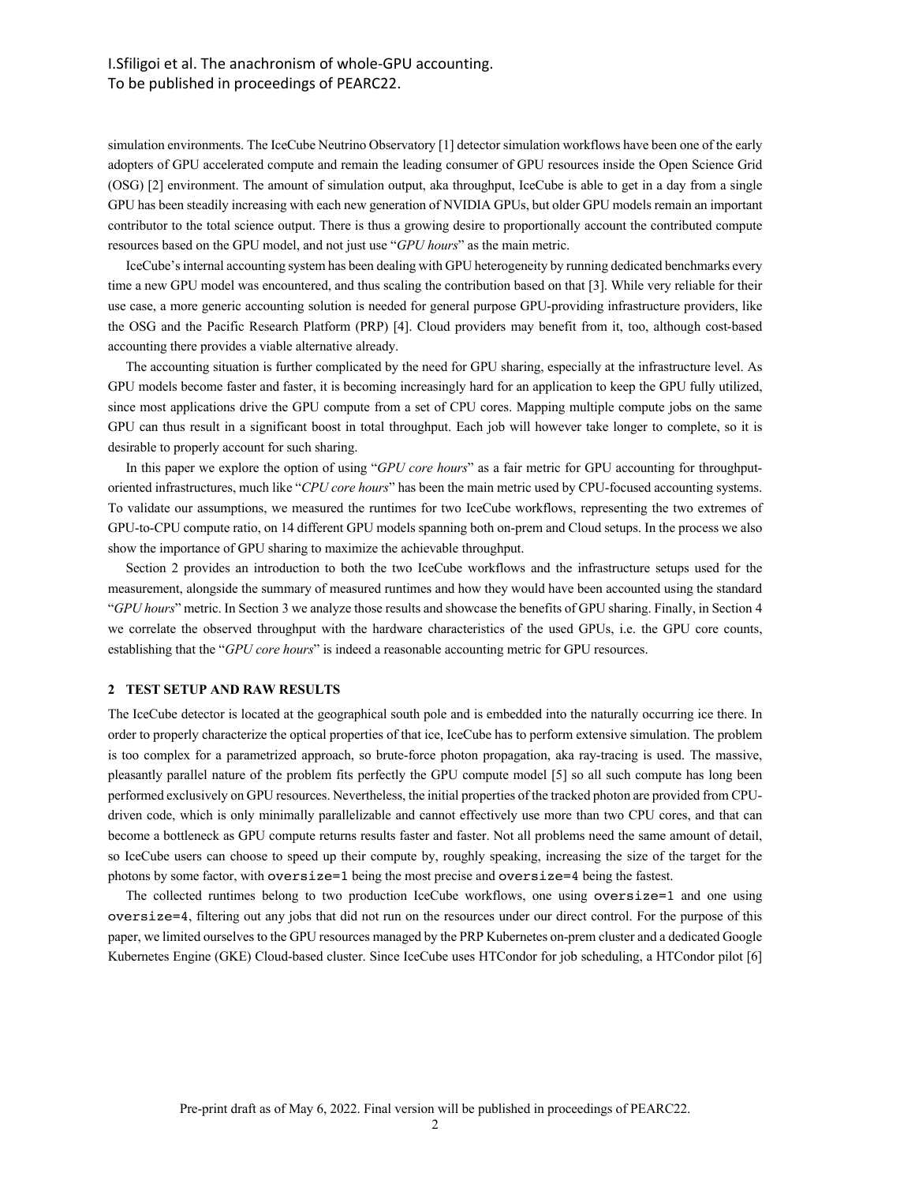simulation environments. The IceCube Neutrino Observatory [1] detector simulation workflows have been one of the early adopters of GPU accelerated compute and remain the leading consumer of GPU resources inside the Open Science Grid (OSG) [2] environment. The amount of simulation output, aka throughput, IceCube is able to get in a day from a single GPU has been steadily increasing with each new generation of NVIDIA GPUs, but older GPU models remain an important contributor to the total science output. There is thus a growing desire to proportionally account the contributed compute resources based on the GPU model, and not just use "*GPU hours*" as the main metric.

IceCube's internal accounting system has been dealing with GPU heterogeneity by running dedicated benchmarks every time a new GPU model was encountered, and thus scaling the contribution based on that [3]. While very reliable for their use case, a more generic accounting solution is needed for general purpose GPU-providing infrastructure providers, like the OSG and the Pacific Research Platform (PRP) [4]. Cloud providers may benefit from it, too, although cost-based accounting there provides a viable alternative already.

The accounting situation is further complicated by the need for GPU sharing, especially at the infrastructure level. As GPU models become faster and faster, it is becoming increasingly hard for an application to keep the GPU fully utilized, since most applications drive the GPU compute from a set of CPU cores. Mapping multiple compute jobs on the same GPU can thus result in a significant boost in total throughput. Each job will however take longer to complete, so it is desirable to properly account for such sharing.

In this paper we explore the option of using "*GPU core hours*" as a fair metric for GPU accounting for throughput-oriented infrastructures, much like "*CPU core hours*" has been the main metric used by CPU-focused accounting systems. To validate our assumptions, we measured the runtimes for two IceCube workflows, representing the two extremes of GPU-to-CPU compute ratio, on 14 different GPU models spanning both on-prem and Cloud setups. In the process we also show the importance of GPU sharing to maximize the achievable throughput.

Section 2 provides an introduction to both the two IceCube workflows and the infrastructure setups used for the measurement, alongside the summary of measured runtimes and how they would have been accounted using the standard "*GPU hours*" metric. In Section 3 we analyze those results and showcase the benefits of GPU sharing. Finally, in Section 4 we correlate the observed throughput with the hardware characteristics of the used GPUs, i.e. the GPU core counts, establishing that the "*GPU core hours*" is indeed a reasonable accounting metric for GPU resources.

## 2 TEST SETUP AND RAW RESULTS

The IceCube detector is located at the geographical south pole and is embedded into the naturally occurring ice there. In order to properly characterize the optical properties of that ice, IceCube has to perform extensive simulation. The problem is too complex for a parametrized approach, so brute-force photon propagation, aka ray-tracing is used. The massive, pleasantly parallel nature of the problem fits perfectly the GPU compute model [5] so all such compute has long been performed exclusively on GPU resources. Nevertheless, the initial properties of the tracked photon are provided from CPU-driven code, which is only minimally parallelizable and cannot effectively use more than two CPU cores, and that can become a bottleneck as GPU compute returns results faster and faster. Not all problems need the same amount of detail, so IceCube users can choose to speed up their compute by, roughly speaking, increasing the size of the target for the photons by some factor, with `oversize=1` being the most precise and `oversize=4` being the fastest.

The collected runtimes belong to two production IceCube workflows, one using `oversize=1` and one using `oversize=4`, filtering out any jobs that did not run on the resources under our direct control. For the purpose of this paper, we limited ourselves to the GPU resources managed by the PRP Kubernetes on-prem cluster and a dedicated Google Kubernetes Engine (GKE) Cloud-based cluster. Since IceCube uses HTCondor for job scheduling, a HTCondor pilot [6]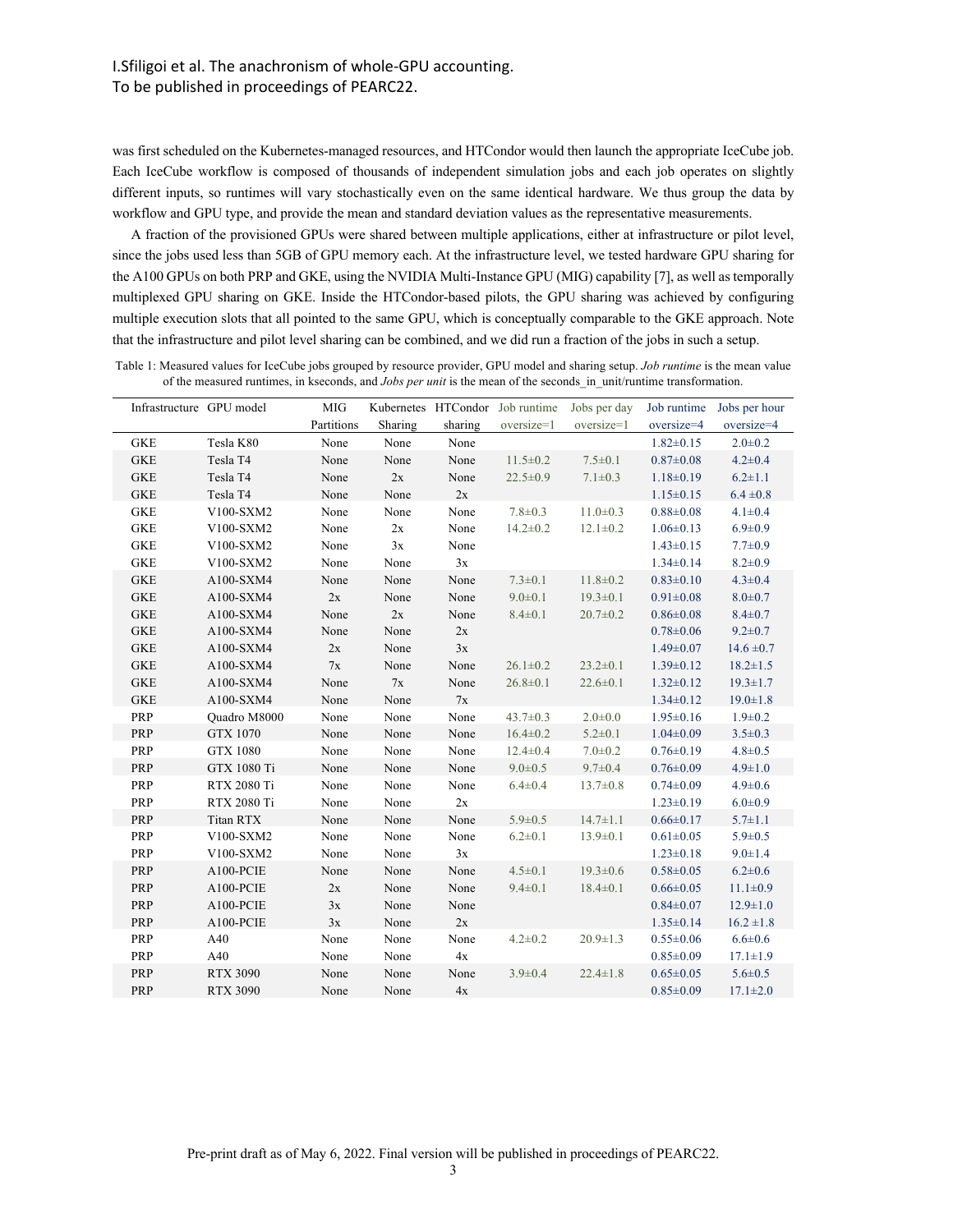was first scheduled on the Kubernetes-managed resources, and HTCondor would then launch the appropriate IceCube job. Each IceCube workflow is composed of thousands of independent simulation jobs and each job operates on slightly different inputs, so runtimes will vary stochastically even on the same identical hardware. We thus group the data by workflow and GPU type, and provide the mean and standard deviation values as the representative measurements.

A fraction of the provisioned GPUs were shared between multiple applications, either at infrastructure or pilot level, since the jobs used less than 5GB of GPU memory each. At the infrastructure level, we tested hardware GPU sharing for the A100 GPUs on both PRP and GKE, using the NVIDIA Multi-Instance GPU (MIG) capability [7], as well as temporally multiplexed GPU sharing on GKE. Inside the HTCondor-based pilots, the GPU sharing was achieved by configuring multiple execution slots that all pointed to the same GPU, which is conceptually comparable to the GKE approach. Note that the infrastructure and pilot level sharing can be combined, and we did run a fraction of the jobs in such a setup.

Table 1: Measured values for IceCube jobs grouped by resource provider, GPU model and sharing setup. *Job runtime* is the mean value of the measured runtimes, in kseconds, and *Jobs per unit* is the mean of the seconds_in_unit/runtime transformation.

| Infrastructure | GPU model | MIG Partitions | Kubernetes Sharing | HTCondor sharing | Job runtime oversize=1 | Jobs per day oversize=1 | Job runtime oversize=4 | Jobs per hour oversize=4 |
|---|---|---|---|---|---|---|---|---|
| GKE | Tesla K80 | None | None | None | | | 1.82±0.15 | 2.0±0.2 |
| GKE | Tesla T4 | None | None | None | 11.5±0.2 | 7.5±0.1 | 0.87±0.08 | 4.2±0.4 |
| GKE | Tesla T4 | None | 2x | None | 22.5±0.9 | 7.1±0.3 | 1.18±0.19 | 6.2±1.1 |
| GKE | Tesla T4 | None | None | 2x | | | 1.15±0.15 | 6.4 ±0.8 |
| GKE | V100-SXM2 | None | None | None | 7.8±0.3 | 11.0±0.3 | 0.88±0.08 | 4.1±0.4 |
| GKE | V100-SXM2 | None | 2x | None | 14.2±0.2 | 12.1±0.2 | 1.06±0.13 | 6.9±0.9 |
| GKE | V100-SXM2 | None | 3x | None | | | 1.43±0.15 | 7.7±0.9 |
| GKE | V100-SXM2 | None | None | 3x | | | 1.34±0.14 | 8.2±0.9 |
| GKE | A100-SXM4 | None | None | None | 7.3±0.1 | 11.8±0.2 | 0.83±0.10 | 4.3±0.4 |
| GKE | A100-SXM4 | 2x | None | None | 9.0±0.1 | 19.3±0.1 | 0.91±0.08 | 8.0±0.7 |
| GKE | A100-SXM4 | None | 2x | None | 8.4±0.1 | 20.7±0.2 | 0.86±0.08 | 8.4±0.7 |
| GKE | A100-SXM4 | None | None | 2x | | | 0.78±0.06 | 9.2±0.7 |
| GKE | A100-SXM4 | 2x | None | 3x | | | 1.49±0.07 | 14.6 ±0.7 |
| GKE | A100-SXM4 | 7x | None | None | 26.1±0.2 | 23.2±0.1 | 1.39±0.12 | 18.2±1.5 |
| GKE | A100-SXM4 | None | 7x | None | 26.8±0.1 | 22.6±0.1 | 1.32±0.12 | 19.3±1.7 |
| GKE | A100-SXM4 | None | None | 7x | | | 1.34±0.12 | 19.0±1.8 |
| PRP | Quadro M8000 | None | None | None | 43.7±0.3 | 2.0±0.0 | 1.95±0.16 | 1.9±0.2 |
| PRP | GTX 1070 | None | None | None | 16.4±0.2 | 5.2±0.1 | 1.04±0.09 | 3.5±0.3 |
| PRP | GTX 1080 | None | None | None | 12.4±0.4 | 7.0±0.2 | 0.76±0.19 | 4.8±0.5 |
| PRP | GTX 1080 Ti | None | None | None | 9.0±0.5 | 9.7±0.4 | 0.76±0.09 | 4.9±1.0 |
| PRP | RTX 2080 Ti | None | None | None | 6.4±0.4 | 13.7±0.8 | 0.74±0.09 | 4.9±0.6 |
| PRP | RTX 2080 Ti | None | None | 2x | | | 1.23±0.19 | 6.0±0.9 |
| PRP | Titan RTX | None | None | None | 5.9±0.5 | 14.7±1.1 | 0.66±0.17 | 5.7±1.1 |
| PRP | V100-SXM2 | None | None | None | 6.2±0.1 | 13.9±0.1 | 0.61±0.05 | 5.9±0.5 |
| PRP | V100-SXM2 | None | None | 3x | | | 1.23±0.18 | 9.0±1.4 |
| PRP | A100-PCIE | None | None | None | 4.5±0.1 | 19.3±0.6 | 0.58±0.05 | 6.2±0.6 |
| PRP | A100-PCIE | 2x | None | None | 9.4±0.1 | 18.4±0.1 | 0.66±0.05 | 11.1±0.9 |
| PRP | A100-PCIE | 3x | None | None | | | 0.84±0.07 | 12.9±1.0 |
| PRP | A100-PCIE | 3x | None | 2x | | | 1.35±0.14 | 16.2 ±1.8 |
| PRP | A40 | None | None | None | 4.2±0.2 | 20.9±1.3 | 0.55±0.06 | 6.6±0.6 |
| PRP | A40 | None | None | 4x | | | 0.85±0.09 | 17.1±1.9 |
| PRP | RTX 3090 | None | None | None | 3.9±0.4 | 22.4±1.8 | 0.65±0.05 | 5.6±0.5 |
| PRP | RTX 3090 | None | None | 4x | | | 0.85±0.09 | 17.1±2.0 |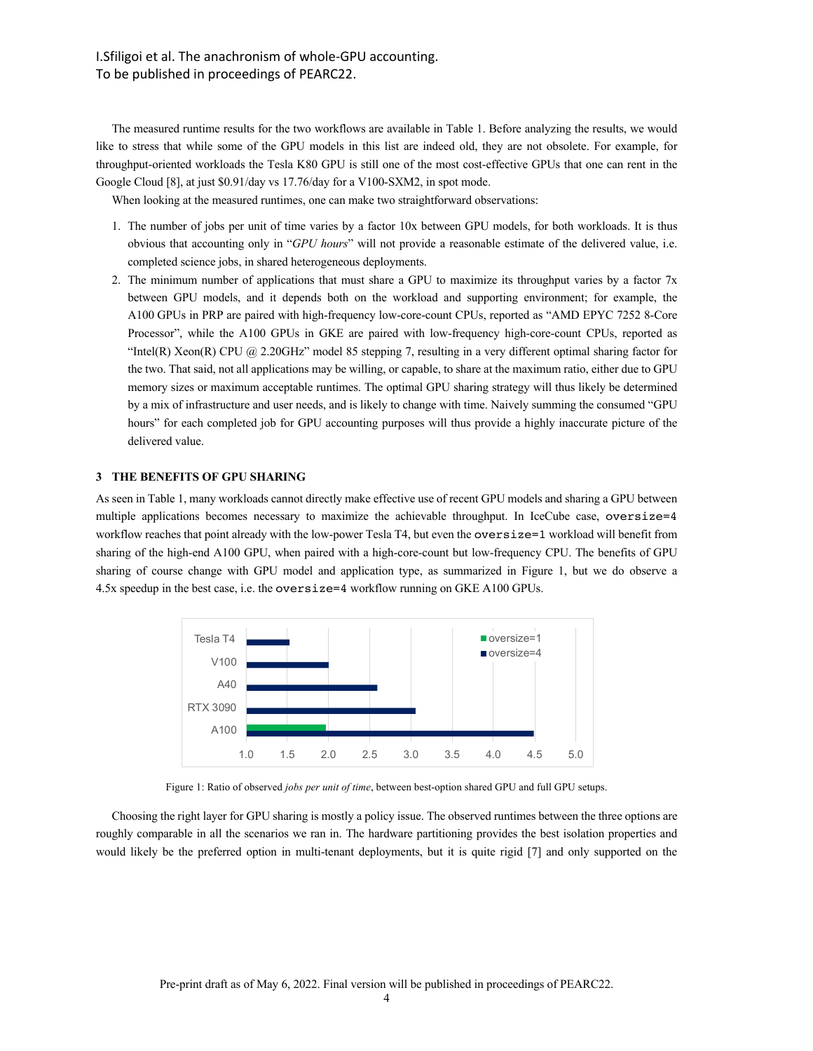The measured runtime results for the two workflows are available in Table 1. Before analyzing the results, we would like to stress that while some of the GPU models in this list are indeed old, they are not obsolete. For example, for throughput-oriented workloads the Tesla K80 GPU is still one of the most cost-effective GPUs that one can rent in the Google Cloud [8], at just \$0.91/day vs 17.76/day for a V100-SXM2, in spot mode.

When looking at the measured runtimes, one can make two straightforward observations:

1. The number of jobs per unit of time varies by a factor 10x between GPU models, for both workloads. It is thus obvious that accounting only in "*GPU hours*" will not provide a reasonable estimate of the delivered value, i.e. completed science jobs, in shared heterogeneous deployments.
2. The minimum number of applications that must share a GPU to maximize its throughput varies by a factor 7x between GPU models, and it depends both on the workload and supporting environment; for example, the A100 GPUs in PRP are paired with high-frequency low-core-count CPUs, reported as "AMD EPYC 7252 8-Core Processor", while the A100 GPUs in GKE are paired with low-frequency high-core-count CPUs, reported as "Intel(R) Xeon(R) CPU @ 2.20GHz" model 85 stepping 7, resulting in a very different optimal sharing factor for the two. That said, not all applications may be willing, or capable, to share at the maximum ratio, either due to GPU memory sizes or maximum acceptable runtimes. The optimal GPU sharing strategy will thus likely be determined by a mix of infrastructure and user needs, and is likely to change with time. Naively summing the consumed "GPU hours" for each completed job for GPU accounting purposes will thus provide a highly inaccurate picture of the delivered value.

## 3 THE BENEFITS OF GPU SHARING

As seen in Table 1, many workloads cannot directly make effective use of recent GPU models and sharing a GPU between multiple applications becomes necessary to maximize the achievable throughput. In IceCube case, `oversize=4` workflow reaches that point already with the low-power Tesla T4, but even the `oversize=1` workload will benefit from sharing of the high-end A100 GPU, when paired with a high-core-count but low-frequency CPU. The benefits of GPU sharing of course change with GPU model and application type, as summarized in Figure 1, but we do observe a 4.5x speedup in the best case, i.e. the `oversize=4` workflow running on GKE A100 GPUs.

Figure 1: Ratio of observed *jobs per unit of time*, between best-option shared GPU and full GPU setups.

Choosing the right layer for GPU sharing is mostly a policy issue. The observed runtimes between the three options are roughly comparable in all the scenarios we ran in. The hardware partitioning provides the best isolation properties and would likely be the preferred option in multi-tenant deployments, but it is quite rigid [7] and only supported on the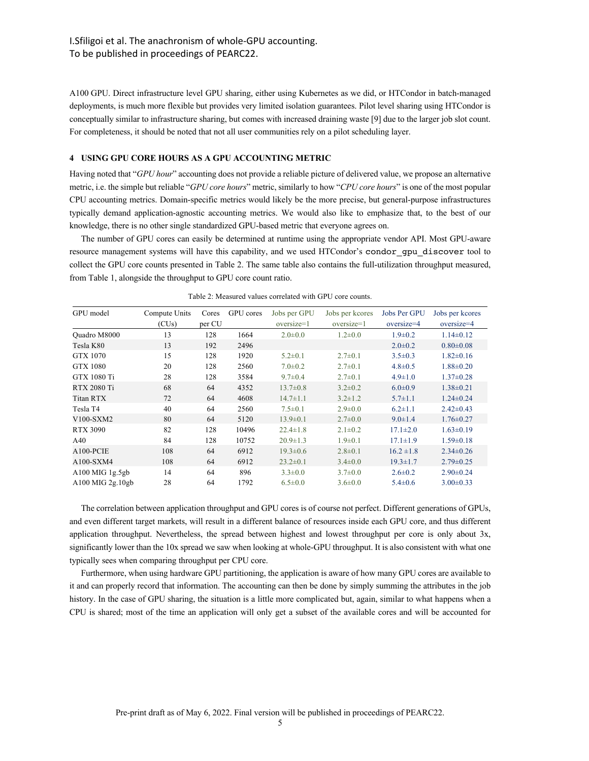A100 GPU. Direct infrastructure level GPU sharing, either using Kubernetes as we did, or HTCondor in batch-managed deployments, is much more flexible but provides very limited isolation guarantees. Pilot level sharing using HTCondor is conceptually similar to infrastructure sharing, but comes with increased draining waste [9] due to the larger job slot count. For completeness, it should be noted that not all user communities rely on a pilot scheduling layer.

## 4 USING GPU CORE HOURS AS A GPU ACCOUNTING METRIC

Having noted that "*GPU hour*" accounting does not provide a reliable picture of delivered value, we propose an alternative metric, i.e. the simple but reliable "*GPU core hours*" metric, similarly to how "*CPU core hours*" is one of the most popular CPU accounting metrics. Domain-specific metrics would likely be the more precise, but general-purpose infrastructures typically demand application-agnostic accounting metrics. We would also like to emphasize that, to the best of our knowledge, there is no other single standardized GPU-based metric that everyone agrees on.

The number of GPU cores can easily be determined at runtime using the appropriate vendor API. Most GPU-aware resource management systems will have this capability, and we used HTCondor's `condor_gpu_discover` tool to collect the GPU core counts presented in Table 2. The same table also contains the full-utilization throughput measured, from Table 1, alongside the throughput to GPU core count ratio.

Table 2: Measured values correlated with GPU core counts.

| GPU model | Compute Units (CUs) | Cores per CU | GPU cores | Jobs per GPU oversize=1 | Jobs per kcores oversize=1 | Jobs Per GPU oversize=4 | Jobs per kcores oversize=4 |
|---|---|---|---|---|---|---|---|
| Quadro M8000 | 13 | 128 | 1664 | 2.0±0.0 | 1.2±0.0 | 1.9±0.2 | 1.14±0.12 |
| Tesla K80 | 13 | 192 | 2496 | | | 2.0±0.2 | 0.80±0.08 |
| GTX 1070 | 15 | 128 | 1920 | 5.2±0.1 | 2.7±0.1 | 3.5±0.3 | 1.82±0.16 |
| GTX 1080 | 20 | 128 | 2560 | 7.0±0.2 | 2.7±0.1 | 4.8±0.5 | 1.88±0.20 |
| GTX 1080 Ti | 28 | 128 | 3584 | 9.7±0.4 | 2.7±0.1 | 4.9±1.0 | 1.37±0.28 |
| RTX 2080 Ti | 68 | 64 | 4352 | 13.7±0.8 | 3.2±0.2 | 6.0±0.9 | 1.38±0.21 |
| Titan RTX | 72 | 64 | 4608 | 14.7±1.1 | 3.2±1.2 | 5.7±1.1 | 1.24±0.24 |
| Tesla T4 | 40 | 64 | 2560 | 7.5±0.1 | 2.9±0.0 | 6.2±1.1 | 2.42±0.43 |
| V100-SXM2 | 80 | 64 | 5120 | 13.9±0.1 | 2.7±0.0 | 9.0±1.4 | 1.76±0.27 |
| RTX 3090 | 82 | 128 | 10496 | 22.4±1.8 | 2.1±0.2 | 17.1±2.0 | 1.63±0.19 |
| A40 | 84 | 128 | 10752 | 20.9±1.3 | 1.9±0.1 | 17.1±1.9 | 1.59±0.18 |
| A100-PCIE | 108 | 64 | 6912 | 19.3±0.6 | 2.8±0.1 | 16.2 ±1.8 | 2.34±0.26 |
| A100-SXM4 | 108 | 64 | 6912 | 23.2±0.1 | 3.4±0.0 | 19.3±1.7 | 2.79±0.25 |
| A100 MIG 1g.5gb | 14 | 64 | 896 | 3.3±0.0 | 3.7±0.0 | 2.6±0.2 | 2.90±0.24 |
| A100 MIG 2g.10gb | 28 | 64 | 1792 | 6.5±0.0 | 3.6±0.0 | 5.4±0.6 | 3.00±0.33 |

The correlation between application throughput and GPU cores is of course not perfect. Different generations of GPUs, and even different target markets, will result in a different balance of resources inside each GPU core, and thus different application throughput. Nevertheless, the spread between highest and lowest throughput per core is only about 3x, significantly lower than the 10x spread we saw when looking at whole-GPU throughput. It is also consistent with what one typically sees when comparing throughput per CPU core.

Furthermore, when using hardware GPU partitioning, the application is aware of how many GPU cores are available to it and can properly record that information. The accounting can then be done by simply summing the attributes in the job history. In the case of GPU sharing, the situation is a little more complicated but, again, similar to what happens when a CPU is shared; most of the time an application will only get a subset of the available cores and will be accounted for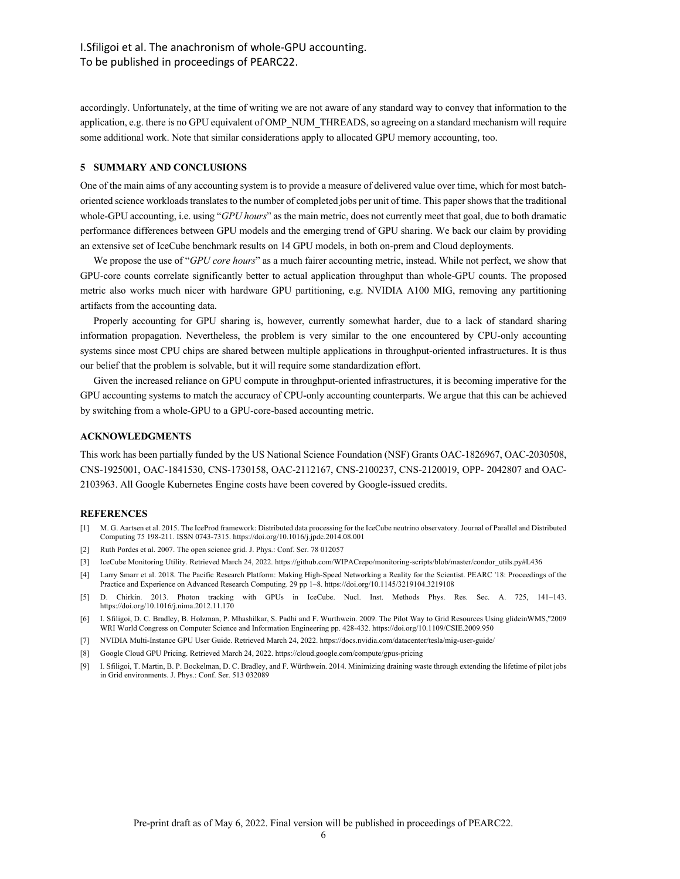accordingly. Unfortunately, at the time of writing we are not aware of any standard way to convey that information to the application, e.g. there is no GPU equivalent of OMP_NUM_THREADS, so agreeing on a standard mechanism will require some additional work. Note that similar considerations apply to allocated GPU memory accounting, too.

## 5 SUMMARY AND CONCLUSIONS

One of the main aims of any accounting system is to provide a measure of delivered value over time, which for most batch-oriented science workloads translates to the number of completed jobs per unit of time. This paper shows that the traditional whole-GPU accounting, i.e. using "*GPU hours*" as the main metric, does not currently meet that goal, due to both dramatic performance differences between GPU models and the emerging trend of GPU sharing. We back our claim by providing an extensive set of IceCube benchmark results on 14 GPU models, in both on-prem and Cloud deployments.

We propose the use of "*GPU core hours*" as a much fairer accounting metric, instead. While not perfect, we show that GPU-core counts correlate significantly better to actual application throughput than whole-GPU counts. The proposed metric also works much nicer with hardware GPU partitioning, e.g. NVIDIA A100 MIG, removing any partitioning artifacts from the accounting data.

Properly accounting for GPU sharing is, however, currently somewhat harder, due to a lack of standard sharing information propagation. Nevertheless, the problem is very similar to the one encountered by CPU-only accounting systems since most CPU chips are shared between multiple applications in throughput-oriented infrastructures. It is thus our belief that the problem is solvable, but it will require some standardization effort.

Given the increased reliance on GPU compute in throughput-oriented infrastructures, it is becoming imperative for the GPU accounting systems to match the accuracy of CPU-only accounting counterparts. We argue that this can be achieved by switching from a whole-GPU to a GPU-core-based accounting metric.

## ACKNOWLEDGMENTS

This work has been partially funded by the US National Science Foundation (NSF) Grants OAC-1826967, OAC-2030508, CNS-1925001, OAC-1841530, CNS-1730158, OAC-2112167, CNS-2100237, CNS-2120019, OPP- 2042807 and OAC-2103963. All Google Kubernetes Engine costs have been covered by Google-issued credits.

## REFERENCES

- [1] M. G. Aartsen et al. 2015. The IceProd framework: Distributed data processing for the IceCube neutrino observatory. Journal of Parallel and Distributed Computing 75 198-211. ISSN 0743-7315. https://doi.org/10.1016/j.jpdc.2014.08.001
- [2] Ruth Pordes et al. 2007. The open science grid. J. Phys.: Conf. Ser. 78 012057
- [3] IceCube Monitoring Utility. Retrieved March 24, 2022. https://github.com/WIPACrepo/monitoring-scripts/blob/master/condor_utils.py#L436
- [4] Larry Smarr et al. 2018. The Pacific Research Platform: Making High-Speed Networking a Reality for the Scientist. PEARC '18: Proceedings of the Practice and Experience on Advanced Research Computing. 29 pp 1–8. https://doi.org/10.1145/3219104.3219108
- [5] D. Chirkin. 2013. Photon tracking with GPUs in IceCube. Nucl. Inst. Methods Phys. Res. Sec. A. 725, 141–143. https://doi.org/10.1016/j.nima.2012.11.170
- [6] I. Sfiligoi, D. C. Bradley, B. Holzman, P. Mhashilkar, S. Padhi and F. Wurthwein. 2009. The Pilot Way to Grid Resources Using glideinWMS,"2009 WRI World Congress on Computer Science and Information Engineering pp. 428-432. https://doi.org/10.1109/CSIE.2009.950
- [7] NVIDIA Multi-Instance GPU User Guide. Retrieved March 24, 2022. https://docs.nvidia.com/datacenter/tesla/mig-user-guide/
- [8] Google Cloud GPU Pricing. Retrieved March 24, 2022. https://cloud.google.com/compute/gpus-pricing
- [9] I. Sfiligoi, T. Martin, B. P. Bockelman, D. C. Bradley, and F. Würthwein. 2014. Minimizing draining waste through extending the lifetime of pilot jobs in Grid environments. J. Phys.: Conf. Ser. 513 032089